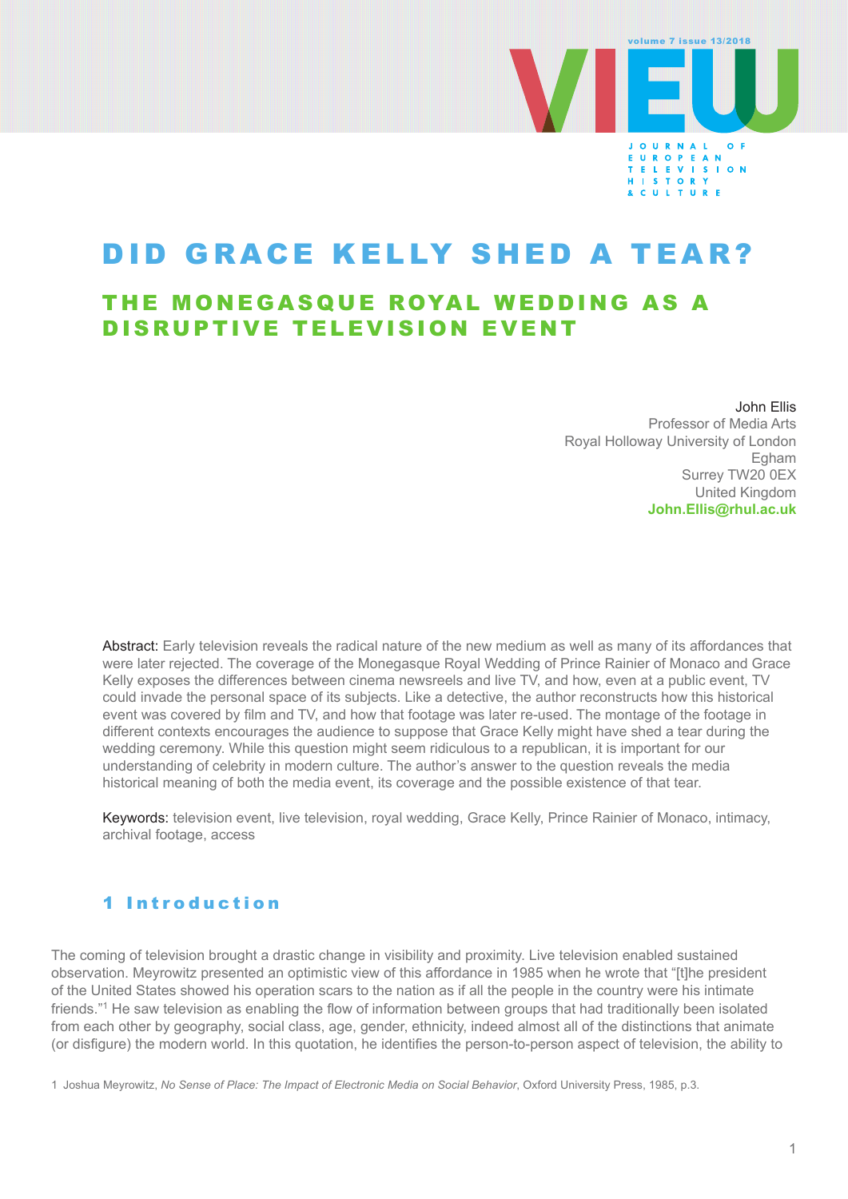# DID GRACE KELLY SHED A TEAR?

## THE MONEGASQUE ROYAL WEDDING AS A DISRUPTIVE TELEVISION EVENT

John Ellis
Professor of Media Arts
Royal Holloway University of London
Egham
Surrey TW20 0EX
United Kingdom
**John.Ellis@rhul.ac.uk**

Abstract: Early television reveals the radical nature of the new medium as well as many of its affordances that were later rejected. The coverage of the Monegasque Royal Wedding of Prince Rainier of Monaco and Grace Kelly exposes the differences between cinema newsreels and live TV, and how, even at a public event, TV could invade the personal space of its subjects. Like a detective, the author reconstructs how this historical event was covered by film and TV, and how that footage was later re-used. The montage of the footage in different contexts encourages the audience to suppose that Grace Kelly might have shed a tear during the wedding ceremony. While this question might seem ridiculous to a republican, it is important for our understanding of celebrity in modern culture. The author's answer to the question reveals the media historical meaning of both the media event, its coverage and the possible existence of that tear.

Keywords: television event, live television, royal wedding, Grace Kelly, Prince Rainier of Monaco, intimacy, archival footage, access

### 1 Introduction

The coming of television brought a drastic change in visibility and proximity. Live television enabled sustained observation. Meyrowitz presented an optimistic view of this affordance in 1985 when he wrote that "[t]he president of the United States showed his operation scars to the nation as if all the people in the country were his intimate friends."[1] He saw television as enabling the flow of information between groups that had traditionally been isolated from each other by geography, social class, age, gender, ethnicity, indeed almost all of the distinctions that animate (or disfigure) the modern world. In this quotation, he identifies the person-to-person aspect of television, the ability to

1 Joshua Meyrowitz, *No Sense of Place: The Impact of Electronic Media on Social Behavior*, Oxford University Press, 1985, p.3.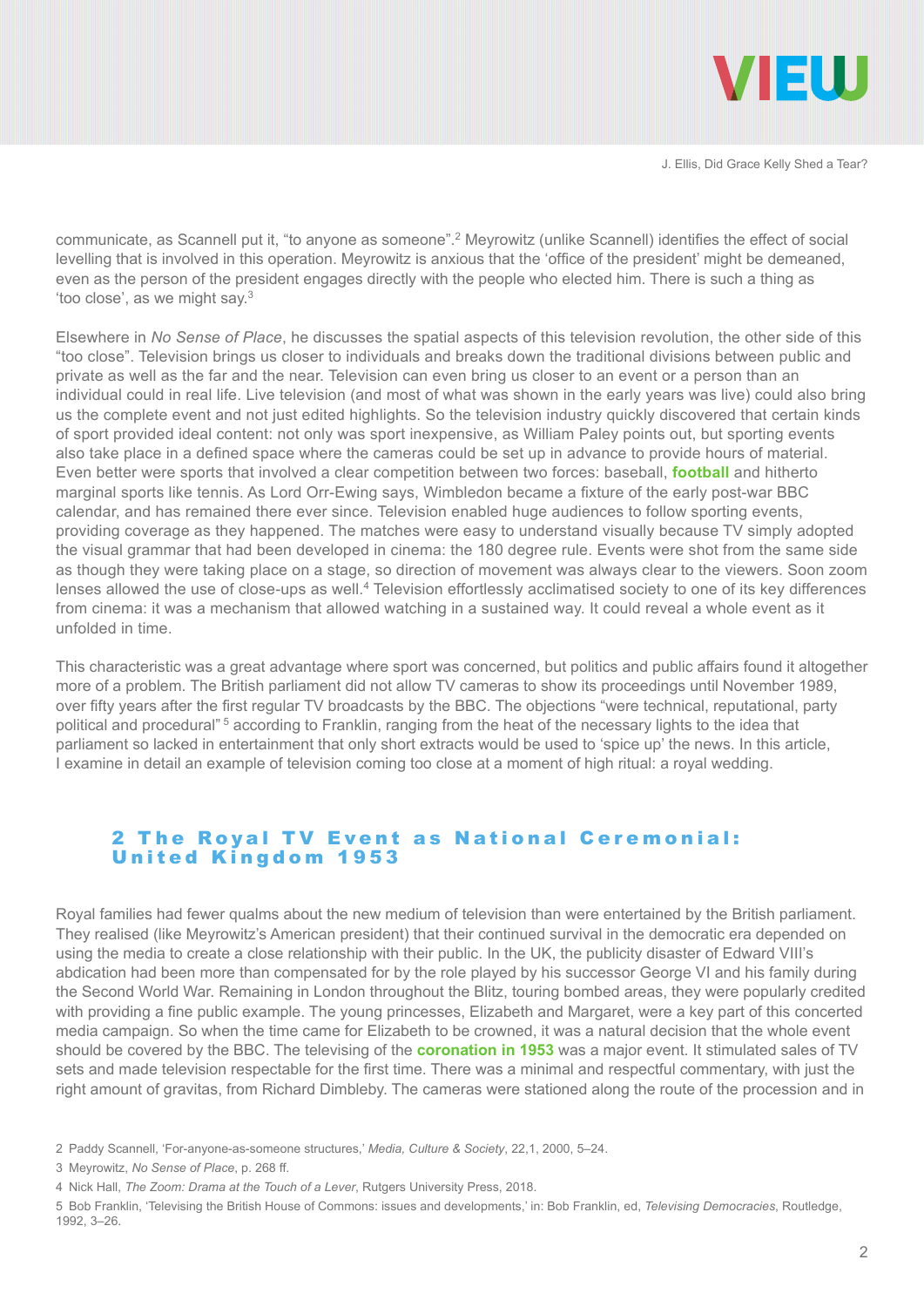communicate, as Scannell put it, "to anyone as someone".[2] Meyrowitz (unlike Scannell) identifies the effect of social levelling that is involved in this operation. Meyrowitz is anxious that the 'office of the president' might be demeaned, even as the person of the president engages directly with the people who elected him. There is such a thing as 'too close', as we might say.[3]

Elsewhere in *No Sense of Place*, he discusses the spatial aspects of this television revolution, the other side of this "too close". Television brings us closer to individuals and breaks down the traditional divisions between public and private as well as the far and the near. Television can even bring us closer to an event or a person than an individual could in real life. Live television (and most of what was shown in the early years was live) could also bring us the complete event and not just edited highlights. So the television industry quickly discovered that certain kinds of sport provided ideal content: not only was sport inexpensive, as William Paley points out, but sporting events also take place in a defined space where the cameras could be set up in advance to provide hours of material. Even better were sports that involved a clear competition between two forces: baseball, **football** and hitherto marginal sports like tennis. As Lord Orr-Ewing says, Wimbledon became a fixture of the early post-war BBC calendar, and has remained there ever since. Television enabled huge audiences to follow sporting events, providing coverage as they happened. The matches were easy to understand visually because TV simply adopted the visual grammar that had been developed in cinema: the 180 degree rule. Events were shot from the same side as though they were taking place on a stage, so direction of movement was always clear to the viewers. Soon zoom lenses allowed the use of close-ups as well.[4] Television effortlessly acclimatised society to one of its key differences from cinema: it was a mechanism that allowed watching in a sustained way. It could reveal a whole event as it unfolded in time.

This characteristic was a great advantage where sport was concerned, but politics and public affairs found it altogether more of a problem. The British parliament did not allow TV cameras to show its proceedings until November 1989, over fifty years after the first regular TV broadcasts by the BBC. The objections "were technical, reputational, party political and procedural"[5] according to Franklin, ranging from the heat of the necessary lights to the idea that parliament so lacked in entertainment that only short extracts would be used to 'spice up' the news. In this article, I examine in detail an example of television coming too close at a moment of high ritual: a royal wedding.

## 2 The Royal TV Event as National Ceremonial: United Kingdom 1953

Royal families had fewer qualms about the new medium of television than were entertained by the British parliament. They realised (like Meyrowitz's American president) that their continued survival in the democratic era depended on using the media to create a close relationship with their public. In the UK, the publicity disaster of Edward VIII's abdication had been more than compensated for by the role played by his successor George VI and his family during the Second World War. Remaining in London throughout the Blitz, touring bombed areas, they were popularly credited with providing a fine public example. The young princesses, Elizabeth and Margaret, were a key part of this concerted media campaign. So when the time came for Elizabeth to be crowned, it was a natural decision that the whole event should be covered by the BBC. The televising of the **coronation in 1953** was a major event. It stimulated sales of TV sets and made television respectable for the first time. There was a minimal and respectful commentary, with just the right amount of gravitas, from Richard Dimbleby. The cameras were stationed along the route of the procession and in

2 Paddy Scannell, 'For-anyone-as-someone structures,' *Media, Culture & Society*, 22,1, 2000, 5–24.

3 Meyrowitz, *No Sense of Place*, p. 268 ff.

4 Nick Hall, *The Zoom: Drama at the Touch of a Lever*, Rutgers University Press, 2018.

5 Bob Franklin, 'Televising the British House of Commons: issues and developments,' in: Bob Franklin, ed, *Televising Democracies*, Routledge, 1992, 3–26.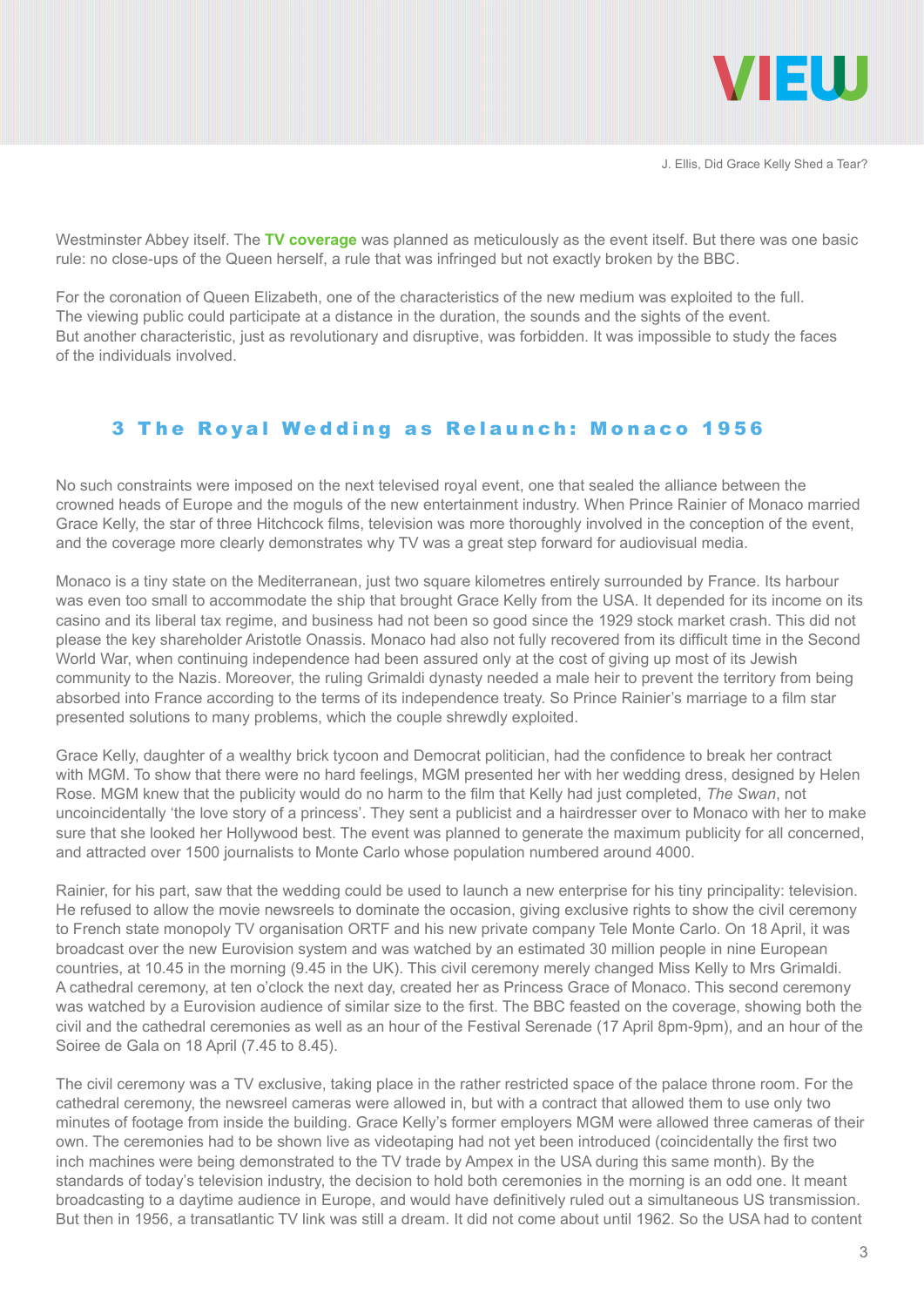Westminster Abbey itself. The **TV coverage** was planned as meticulously as the event itself. But there was one basic rule: no close-ups of the Queen herself, a rule that was infringed but not exactly broken by the BBC.

For the coronation of Queen Elizabeth, one of the characteristics of the new medium was exploited to the full. The viewing public could participate at a distance in the duration, the sounds and the sights of the event. But another characteristic, just as revolutionary and disruptive, was forbidden. It was impossible to study the faces of the individuals involved.

## 3 The Royal Wedding as Relaunch: Monaco 1956

No such constraints were imposed on the next televised royal event, one that sealed the alliance between the crowned heads of Europe and the moguls of the new entertainment industry. When Prince Rainier of Monaco married Grace Kelly, the star of three Hitchcock films, television was more thoroughly involved in the conception of the event, and the coverage more clearly demonstrates why TV was a great step forward for audiovisual media.

Monaco is a tiny state on the Mediterranean, just two square kilometres entirely surrounded by France. Its harbour was even too small to accommodate the ship that brought Grace Kelly from the USA. It depended for its income on its casino and its liberal tax regime, and business had not been so good since the 1929 stock market crash. This did not please the key shareholder Aristotle Onassis. Monaco had also not fully recovered from its difficult time in the Second World War, when continuing independence had been assured only at the cost of giving up most of its Jewish community to the Nazis. Moreover, the ruling Grimaldi dynasty needed a male heir to prevent the territory from being absorbed into France according to the terms of its independence treaty. So Prince Rainier's marriage to a film star presented solutions to many problems, which the couple shrewdly exploited.

Grace Kelly, daughter of a wealthy brick tycoon and Democrat politician, had the confidence to break her contract with MGM. To show that there were no hard feelings, MGM presented her with her wedding dress, designed by Helen Rose. MGM knew that the publicity would do no harm to the film that Kelly had just completed, *The Swan*, not uncoincidentally 'the love story of a princess'. They sent a publicist and a hairdresser over to Monaco with her to make sure that she looked her Hollywood best. The event was planned to generate the maximum publicity for all concerned, and attracted over 1500 journalists to Monte Carlo whose population numbered around 4000.

Rainier, for his part, saw that the wedding could be used to launch a new enterprise for his tiny principality: television. He refused to allow the movie newsreels to dominate the occasion, giving exclusive rights to show the civil ceremony to French state monopoly TV organisation ORTF and his new private company Tele Monte Carlo. On 18 April, it was broadcast over the new Eurovision system and was watched by an estimated 30 million people in nine European countries, at 10.45 in the morning (9.45 in the UK). This civil ceremony merely changed Miss Kelly to Mrs Grimaldi. A cathedral ceremony, at ten o'clock the next day, created her as Princess Grace of Monaco. This second ceremony was watched by a Eurovision audience of similar size to the first. The BBC feasted on the coverage, showing both the civil and the cathedral ceremonies as well as an hour of the Festival Serenade (17 April 8pm-9pm), and an hour of the Soiree de Gala on 18 April (7.45 to 8.45).

The civil ceremony was a TV exclusive, taking place in the rather restricted space of the palace throne room. For the cathedral ceremony, the newsreel cameras were allowed in, but with a contract that allowed them to use only two minutes of footage from inside the building. Grace Kelly's former employers MGM were allowed three cameras of their own. The ceremonies had to be shown live as videotaping had not yet been introduced (coincidentally the first two inch machines were being demonstrated to the TV trade by Ampex in the USA during this same month). By the standards of today's television industry, the decision to hold both ceremonies in the morning is an odd one. It meant broadcasting to a daytime audience in Europe, and would have definitively ruled out a simultaneous US transmission. But then in 1956, a transatlantic TV link was still a dream. It did not come about until 1962. So the USA had to content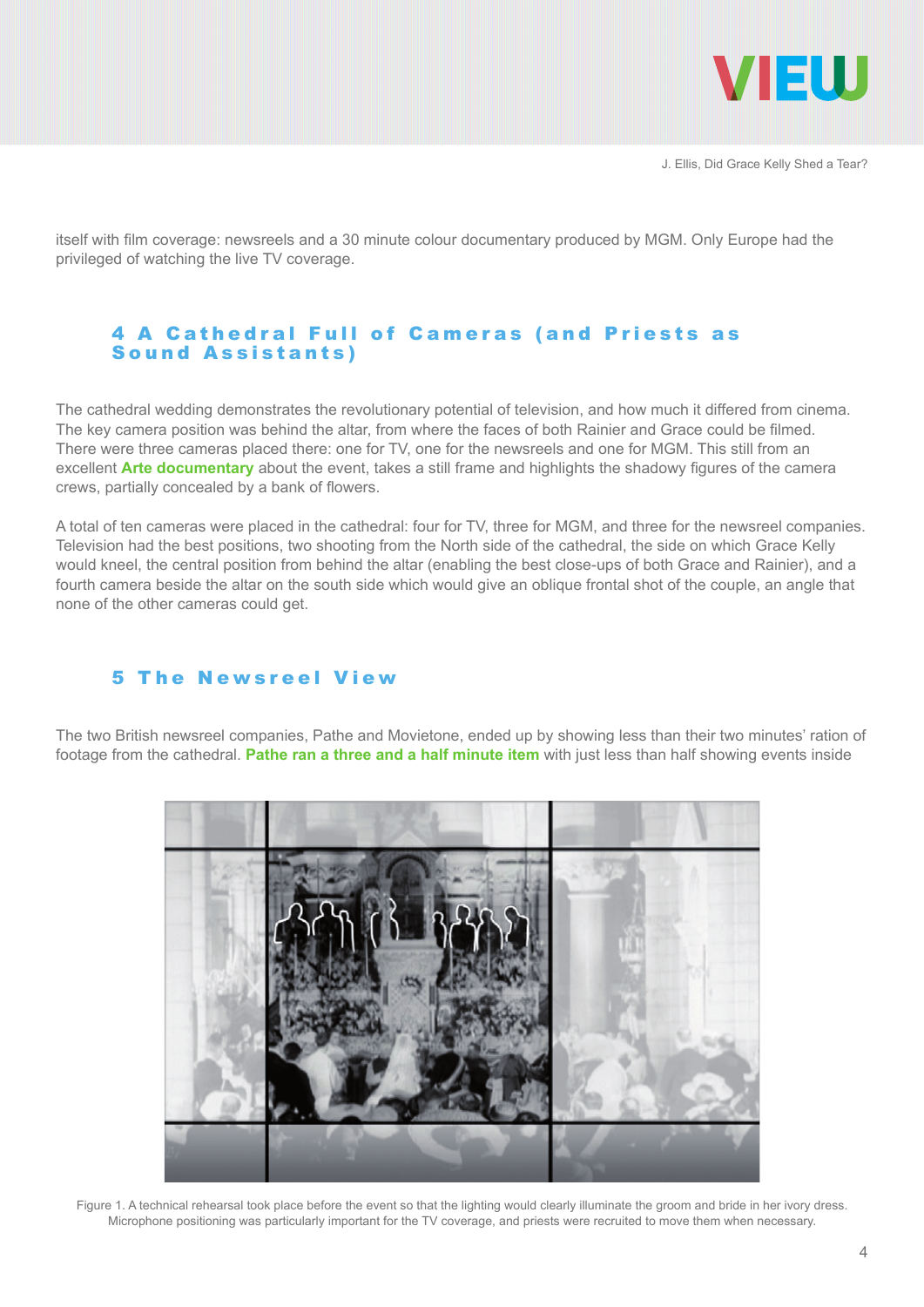itself with film coverage: newsreels and a 30 minute colour documentary produced by MGM. Only Europe had the privileged of watching the live TV coverage.

## 4 A Cathedral Full of Cameras (and Priests as Sound Assistants)

The cathedral wedding demonstrates the revolutionary potential of television, and how much it differed from cinema. The key camera position was behind the altar, from where the faces of both Rainier and Grace could be filmed. There were three cameras placed there: one for TV, one for the newsreels and one for MGM. This still from an excellent **Arte documentary** about the event, takes a still frame and highlights the shadowy figures of the camera crews, partially concealed by a bank of flowers.

A total of ten cameras were placed in the cathedral: four for TV, three for MGM, and three for the newsreel companies. Television had the best positions, two shooting from the North side of the cathedral, the side on which Grace Kelly would kneel, the central position from behind the altar (enabling the best close-ups of both Grace and Rainier), and a fourth camera beside the altar on the south side which would give an oblique frontal shot of the couple, an angle that none of the other cameras could get.

## 5 The Newsreel View

The two British newsreel companies, Pathe and Movietone, ended up by showing less than their two minutes' ration of footage from the cathedral. **Pathe ran a three and a half minute item** with just less than half showing events inside

Figure 1. A technical rehearsal took place before the event so that the lighting would clearly illuminate the groom and bride in her ivory dress. Microphone positioning was particularly important for the TV coverage, and priests were recruited to move them when necessary.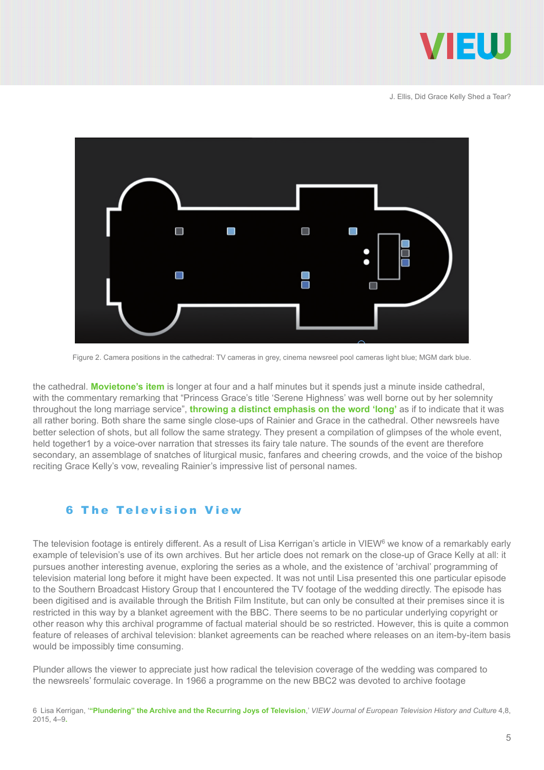Figure 2. Camera positions in the cathedral: TV cameras in grey, cinema newsreel pool cameras light blue; MGM dark blue.

the cathedral. **Movietone's item** is longer at four and a half minutes but it spends just a minute inside cathedral, with the commentary remarking that "Princess Grace's title 'Serene Highness' was well borne out by her solemnity throughout the long marriage service", **throwing a distinct emphasis on the word 'long'** as if to indicate that it was all rather boring. Both share the same single close-ups of Rainier and Grace in the cathedral. Other newsreels have better selection of shots, but all follow the same strategy. They present a compilation of glimpses of the whole event, held together1 by a voice-over narration that stresses its fairy tale nature. The sounds of the event are therefore secondary, an assemblage of snatches of liturgical music, fanfares and cheering crowds, and the voice of the bishop reciting Grace Kelly's vow, revealing Rainier's impressive list of personal names.

## 6 The Television View

The television footage is entirely different. As a result of Lisa Kerrigan's article in VIEW[6] we know of a remarkably early example of television's use of its own archives. But her article does not remark on the close-up of Grace Kelly at all: it pursues another interesting avenue, exploring the series as a whole, and the existence of 'archival' programming of television material long before it might have been expected. It was not until Lisa presented this one particular episode to the Southern Broadcast History Group that I encountered the TV footage of the wedding directly. The episode has been digitised and is available through the British Film Institute, but can only be consulted at their premises since it is restricted in this way by a blanket agreement with the BBC. There seems to be no particular underlying copyright or other reason why this archival programme of factual material should be so restricted. However, this is quite a common feature of releases of archival television: blanket agreements can be reached where releases on an item-by-item basis would be impossibly time consuming.

Plunder allows the viewer to appreciate just how radical the television coverage of the wedding was compared to the newsreels' formulaic coverage. In 1966 a programme on the new BBC2 was devoted to archive footage

6 Lisa Kerrigan, '**"Plundering" the Archive and the Recurring Joys of Television**,' *VIEW Journal of European Television History and Culture* 4,8, 2015, 4–9.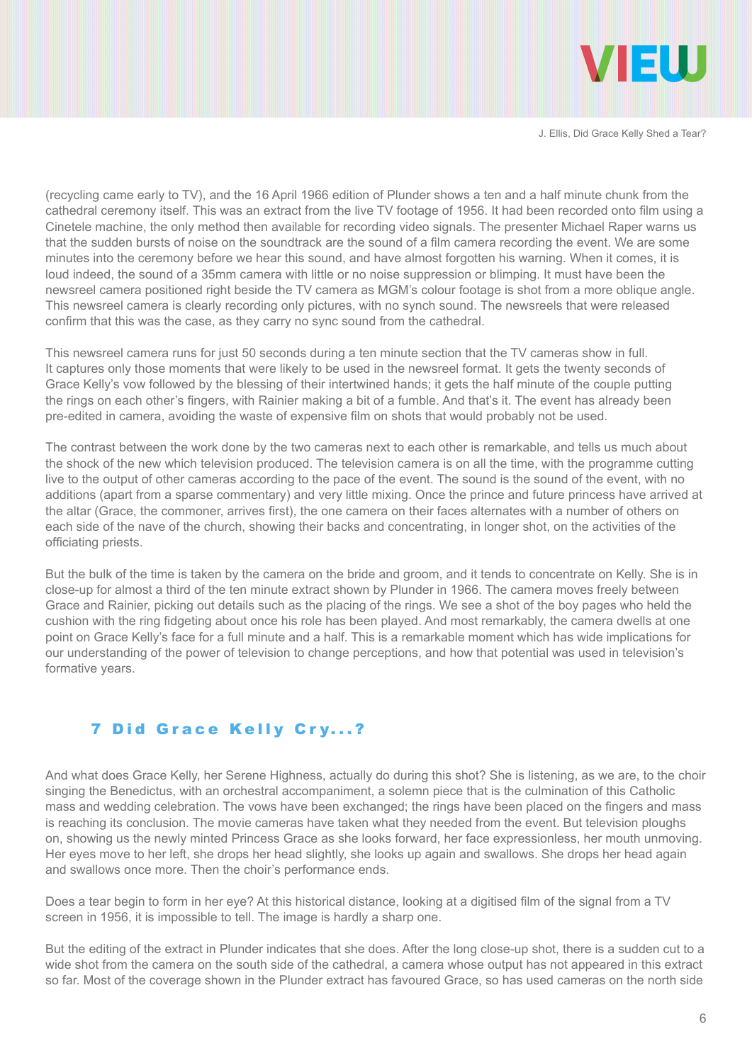(recycling came early to TV), and the 16 April 1966 edition of Plunder shows a ten and a half minute chunk from the cathedral ceremony itself. This was an extract from the live TV footage of 1956. It had been recorded onto film using a Cinetele machine, the only method then available for recording video signals. The presenter Michael Raper warns us that the sudden bursts of noise on the soundtrack are the sound of a film camera recording the event. We are some minutes into the ceremony before we hear this sound, and have almost forgotten his warning. When it comes, it is loud indeed, the sound of a 35mm camera with little or no noise suppression or blimping. It must have been the newsreel camera positioned right beside the TV camera as MGM's colour footage is shot from a more oblique angle. This newsreel camera is clearly recording only pictures, with no synch sound. The newsreels that were released confirm that this was the case, as they carry no sync sound from the cathedral.

This newsreel camera runs for just 50 seconds during a ten minute section that the TV cameras show in full. It captures only those moments that were likely to be used in the newsreel format. It gets the twenty seconds of Grace Kelly's vow followed by the blessing of their intertwined hands; it gets the half minute of the couple putting the rings on each other's fingers, with Rainier making a bit of a fumble. And that's it. The event has already been pre-edited in camera, avoiding the waste of expensive film on shots that would probably not be used.

The contrast between the work done by the two cameras next to each other is remarkable, and tells us much about the shock of the new which television produced. The television camera is on all the time, with the programme cutting live to the output of other cameras according to the pace of the event. The sound is the sound of the event, with no additions (apart from a sparse commentary) and very little mixing. Once the prince and future princess have arrived at the altar (Grace, the commoner, arrives first), the one camera on their faces alternates with a number of others on each side of the nave of the church, showing their backs and concentrating, in longer shot, on the activities of the officiating priests.

But the bulk of the time is taken by the camera on the bride and groom, and it tends to concentrate on Kelly. She is in close-up for almost a third of the ten minute extract shown by Plunder in 1966. The camera moves freely between Grace and Rainier, picking out details such as the placing of the rings. We see a shot of the boy pages who held the cushion with the ring fidgeting about once his role has been played. And most remarkably, the camera dwells at one point on Grace Kelly's face for a full minute and a half. This is a remarkable moment which has wide implications for our understanding of the power of television to change perceptions, and how that potential was used in television's formative years.

## 7 Did Grace Kelly Cry...?

And what does Grace Kelly, her Serene Highness, actually do during this shot? She is listening, as we are, to the choir singing the Benedictus, with an orchestral accompaniment, a solemn piece that is the culmination of this Catholic mass and wedding celebration. The vows have been exchanged; the rings have been placed on the fingers and mass is reaching its conclusion. The movie cameras have taken what they needed from the event. But television ploughs on, showing us the newly minted Princess Grace as she looks forward, her face expressionless, her mouth unmoving. Her eyes move to her left, she drops her head slightly, she looks up again and swallows. She drops her head again and swallows once more. Then the choir's performance ends.

Does a tear begin to form in her eye? At this historical distance, looking at a digitised film of the signal from a TV screen in 1956, it is impossible to tell. The image is hardly a sharp one.

But the editing of the extract in Plunder indicates that she does. After the long close-up shot, there is a sudden cut to a wide shot from the camera on the south side of the cathedral, a camera whose output has not appeared in this extract so far. Most of the coverage shown in the Plunder extract has favoured Grace, so has used cameras on the north side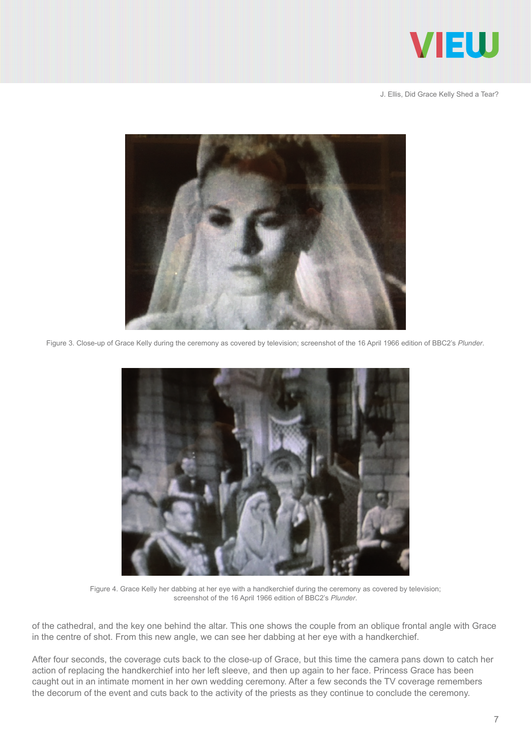Figure 3. Close-up of Grace Kelly during the ceremony as covered by television; screenshot of the 16 April 1966 edition of BBC2's *Plunder*.

Figure 4. Grace Kelly her dabbing at her eye with a handkerchief during the ceremony as covered by television; screenshot of the 16 April 1966 edition of BBC2's *Plunder*.

of the cathedral, and the key one behind the altar. This one shows the couple from an oblique frontal angle with Grace in the centre of shot. From this new angle, we can see her dabbing at her eye with a handkerchief.

After four seconds, the coverage cuts back to the close-up of Grace, but this time the camera pans down to catch her action of replacing the handkerchief into her left sleeve, and then up again to her face. Princess Grace has been caught out in an intimate moment in her own wedding ceremony. After a few seconds the TV coverage remembers the decorum of the event and cuts back to the activity of the priests as they continue to conclude the ceremony.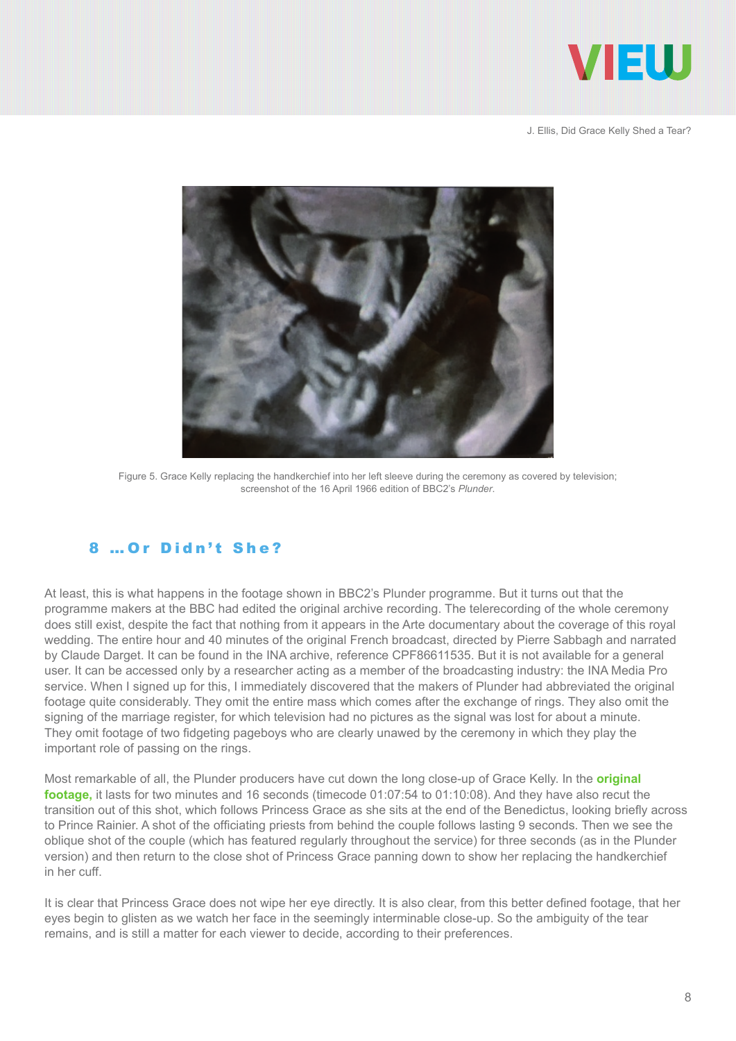Figure 5. Grace Kelly replacing the handkerchief into her left sleeve during the ceremony as covered by television; screenshot of the 16 April 1966 edition of BBC2's *Plunder*.

## 8 …Or Didn't She?

At least, this is what happens in the footage shown in BBC2's Plunder programme. But it turns out that the programme makers at the BBC had edited the original archive recording. The telerecording of the whole ceremony does still exist, despite the fact that nothing from it appears in the Arte documentary about the coverage of this royal wedding. The entire hour and 40 minutes of the original French broadcast, directed by Pierre Sabbagh and narrated by Claude Darget. It can be found in the INA archive, reference CPF86611535. But it is not available for a general user. It can be accessed only by a researcher acting as a member of the broadcasting industry: the INA Media Pro service. When I signed up for this, I immediately discovered that the makers of Plunder had abbreviated the original footage quite considerably. They omit the entire mass which comes after the exchange of rings. They also omit the signing of the marriage register, for which television had no pictures as the signal was lost for about a minute. They omit footage of two fidgeting pageboys who are clearly unawed by the ceremony in which they play the important role of passing on the rings.

Most remarkable of all, the Plunder producers have cut down the long close-up of Grace Kelly. In the **original footage,** it lasts for two minutes and 16 seconds (timecode 01:07:54 to 01:10:08). And they have also recut the transition out of this shot, which follows Princess Grace as she sits at the end of the Benedictus, looking briefly across to Prince Rainier. A shot of the officiating priests from behind the couple follows lasting 9 seconds. Then we see the oblique shot of the couple (which has featured regularly throughout the service) for three seconds (as in the Plunder version) and then return to the close shot of Princess Grace panning down to show her replacing the handkerchief in her cuff.

It is clear that Princess Grace does not wipe her eye directly. It is also clear, from this better defined footage, that her eyes begin to glisten as we watch her face in the seemingly interminable close-up. So the ambiguity of the tear remains, and is still a matter for each viewer to decide, according to their preferences.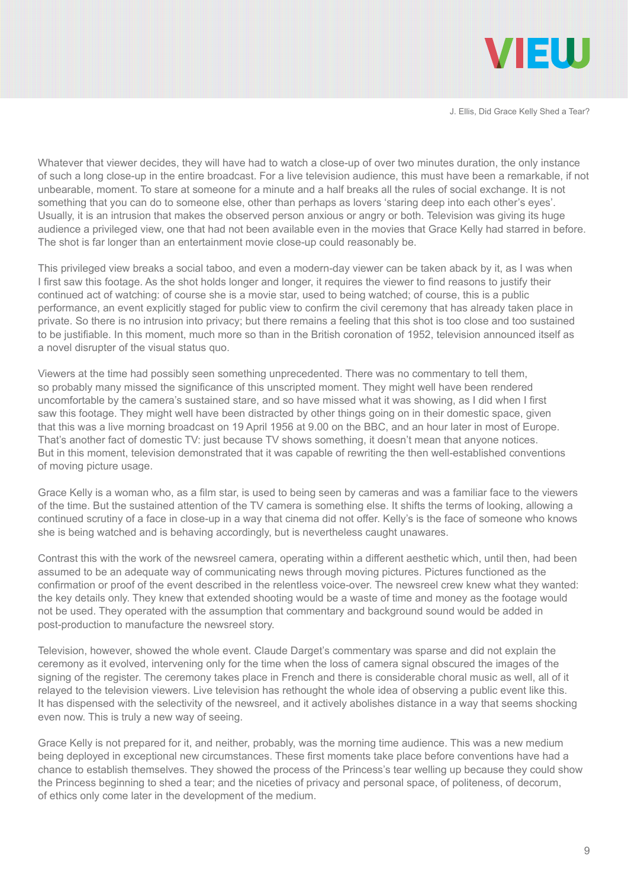Whatever that viewer decides, they will have had to watch a close-up of over two minutes duration, the only instance of such a long close-up in the entire broadcast. For a live television audience, this must have been a remarkable, if not unbearable, moment. To stare at someone for a minute and a half breaks all the rules of social exchange. It is not something that you can do to someone else, other than perhaps as lovers 'staring deep into each other's eyes'. Usually, it is an intrusion that makes the observed person anxious or angry or both. Television was giving its huge audience a privileged view, one that had not been available even in the movies that Grace Kelly had starred in before. The shot is far longer than an entertainment movie close-up could reasonably be.

This privileged view breaks a social taboo, and even a modern-day viewer can be taken aback by it, as I was when I first saw this footage. As the shot holds longer and longer, it requires the viewer to find reasons to justify their continued act of watching: of course she is a movie star, used to being watched; of course, this is a public performance, an event explicitly staged for public view to confirm the civil ceremony that has already taken place in private. So there is no intrusion into privacy; but there remains a feeling that this shot is too close and too sustained to be justifiable. In this moment, much more so than in the British coronation of 1952, television announced itself as a novel disrupter of the visual status quo.

Viewers at the time had possibly seen something unprecedented. There was no commentary to tell them, so probably many missed the significance of this unscripted moment. They might well have been rendered uncomfortable by the camera's sustained stare, and so have missed what it was showing, as I did when I first saw this footage. They might well have been distracted by other things going on in their domestic space, given that this was a live morning broadcast on 19 April 1956 at 9.00 on the BBC, and an hour later in most of Europe. That's another fact of domestic TV: just because TV shows something, it doesn't mean that anyone notices. But in this moment, television demonstrated that it was capable of rewriting the then well-established conventions of moving picture usage.

Grace Kelly is a woman who, as a film star, is used to being seen by cameras and was a familiar face to the viewers of the time. But the sustained attention of the TV camera is something else. It shifts the terms of looking, allowing a continued scrutiny of a face in close-up in a way that cinema did not offer. Kelly's is the face of someone who knows she is being watched and is behaving accordingly, but is nevertheless caught unawares.

Contrast this with the work of the newsreel camera, operating within a different aesthetic which, until then, had been assumed to be an adequate way of communicating news through moving pictures. Pictures functioned as the confirmation or proof of the event described in the relentless voice-over. The newsreel crew knew what they wanted: the key details only. They knew that extended shooting would be a waste of time and money as the footage would not be used. They operated with the assumption that commentary and background sound would be added in post-production to manufacture the newsreel story.

Television, however, showed the whole event. Claude Darget's commentary was sparse and did not explain the ceremony as it evolved, intervening only for the time when the loss of camera signal obscured the images of the signing of the register. The ceremony takes place in French and there is considerable choral music as well, all of it relayed to the television viewers. Live television has rethought the whole idea of observing a public event like this. It has dispensed with the selectivity of the newsreel, and it actively abolishes distance in a way that seems shocking even now. This is truly a new way of seeing.

Grace Kelly is not prepared for it, and neither, probably, was the morning time audience. This was a new medium being deployed in exceptional new circumstances. These first moments take place before conventions have had a chance to establish themselves. They showed the process of the Princess's tear welling up because they could show the Princess beginning to shed a tear; and the niceties of privacy and personal space, of politeness, of decorum, of ethics only come later in the development of the medium.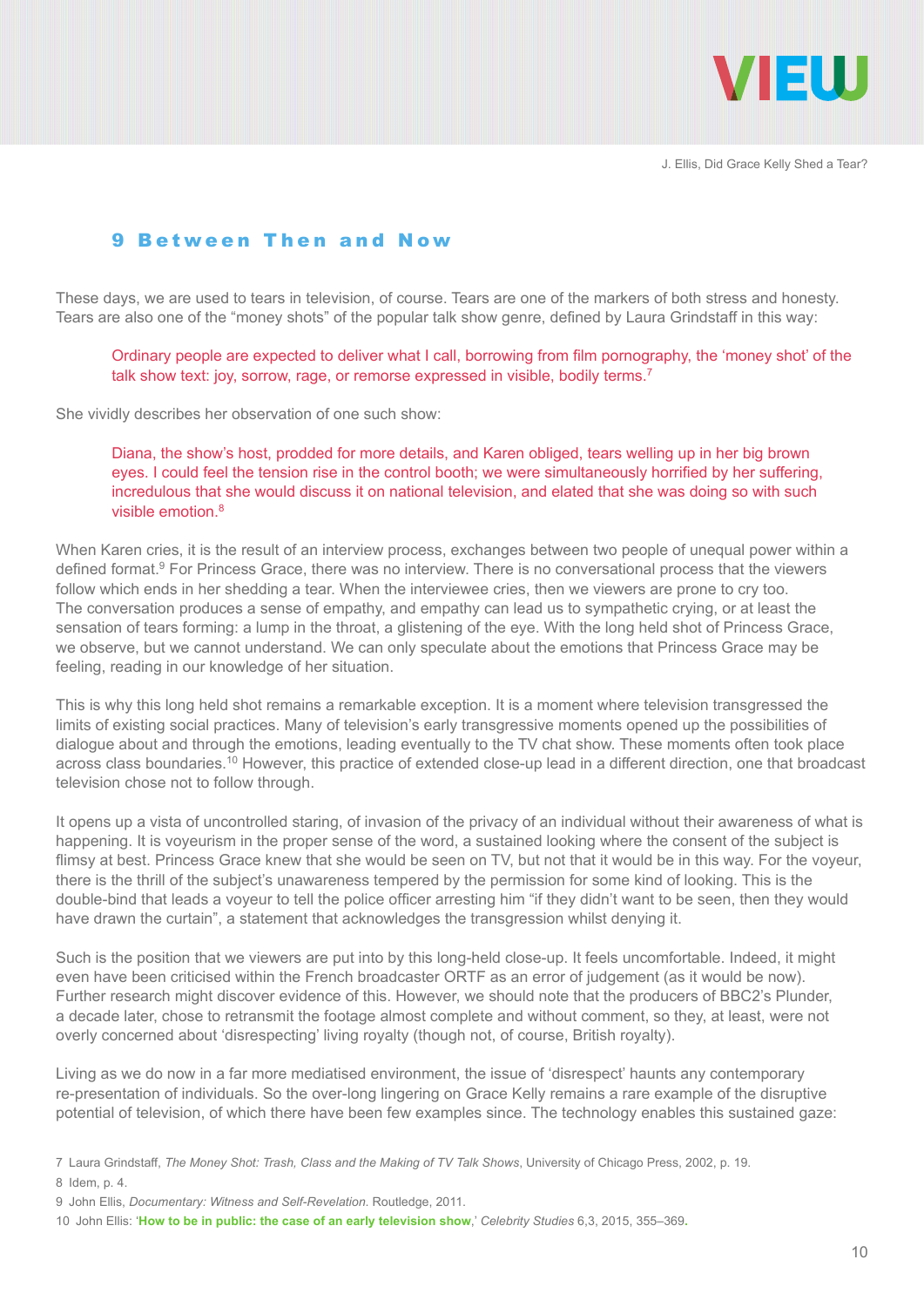## 9 Between Then and Now

These days, we are used to tears in television, of course. Tears are one of the markers of both stress and honesty. Tears are also one of the "money shots" of the popular talk show genre, defined by Laura Grindstaff in this way:

> Ordinary people are expected to deliver what I call, borrowing from film pornography, the 'money shot' of the talk show text: joy, sorrow, rage, or remorse expressed in visible, bodily terms.[7]

She vividly describes her observation of one such show:

> Diana, the show's host, prodded for more details, and Karen obliged, tears welling up in her big brown eyes. I could feel the tension rise in the control booth; we were simultaneously horrified by her suffering, incredulous that she would discuss it on national television, and elated that she was doing so with such visible emotion.[8]

When Karen cries, it is the result of an interview process, exchanges between two people of unequal power within a defined format.[9] For Princess Grace, there was no interview. There is no conversational process that the viewers follow which ends in her shedding a tear. When the interviewee cries, then we viewers are prone to cry too. The conversation produces a sense of empathy, and empathy can lead us to sympathetic crying, or at least the sensation of tears forming: a lump in the throat, a glistening of the eye. With the long held shot of Princess Grace, we observe, but we cannot understand. We can only speculate about the emotions that Princess Grace may be feeling, reading in our knowledge of her situation.

This is why this long held shot remains a remarkable exception. It is a moment where television transgressed the limits of existing social practices. Many of television's early transgressive moments opened up the possibilities of dialogue about and through the emotions, leading eventually to the TV chat show. These moments often took place across class boundaries.[10] However, this practice of extended close-up lead in a different direction, one that broadcast television chose not to follow through.

It opens up a vista of uncontrolled staring, of invasion of the privacy of an individual without their awareness of what is happening. It is voyeurism in the proper sense of the word, a sustained looking where the consent of the subject is flimsy at best. Princess Grace knew that she would be seen on TV, but not that it would be in this way. For the voyeur, there is the thrill of the subject's unawareness tempered by the permission for some kind of looking. This is the double-bind that leads a voyeur to tell the police officer arresting him "if they didn't want to be seen, then they would have drawn the curtain", a statement that acknowledges the transgression whilst denying it.

Such is the position that we viewers are put into by this long-held close-up. It feels uncomfortable. Indeed, it might even have been criticised within the French broadcaster ORTF as an error of judgement (as it would be now). Further research might discover evidence of this. However, we should note that the producers of BBC2's Plunder, a decade later, chose to retransmit the footage almost complete and without comment, so they, at least, were not overly concerned about 'disrespecting' living royalty (though not, of course, British royalty).

Living as we do now in a far more mediatised environment, the issue of 'disrespect' haunts any contemporary re-presentation of individuals. So the over-long lingering on Grace Kelly remains a rare example of the disruptive potential of television, of which there have been few examples since. The technology enables this sustained gaze:

7 Laura Grindstaff, *The Money Shot: Trash, Class and the Making of TV Talk Shows*, University of Chicago Press, 2002, p. 19.

8 Idem, p. 4.

9 John Ellis, *Documentary: Witness and Self-Revelation*. Routledge, 2011.

10 John Ellis: '**How to be in public: the case of an early television show**,' *Celebrity Studies* 6,3, 2015, 355–369.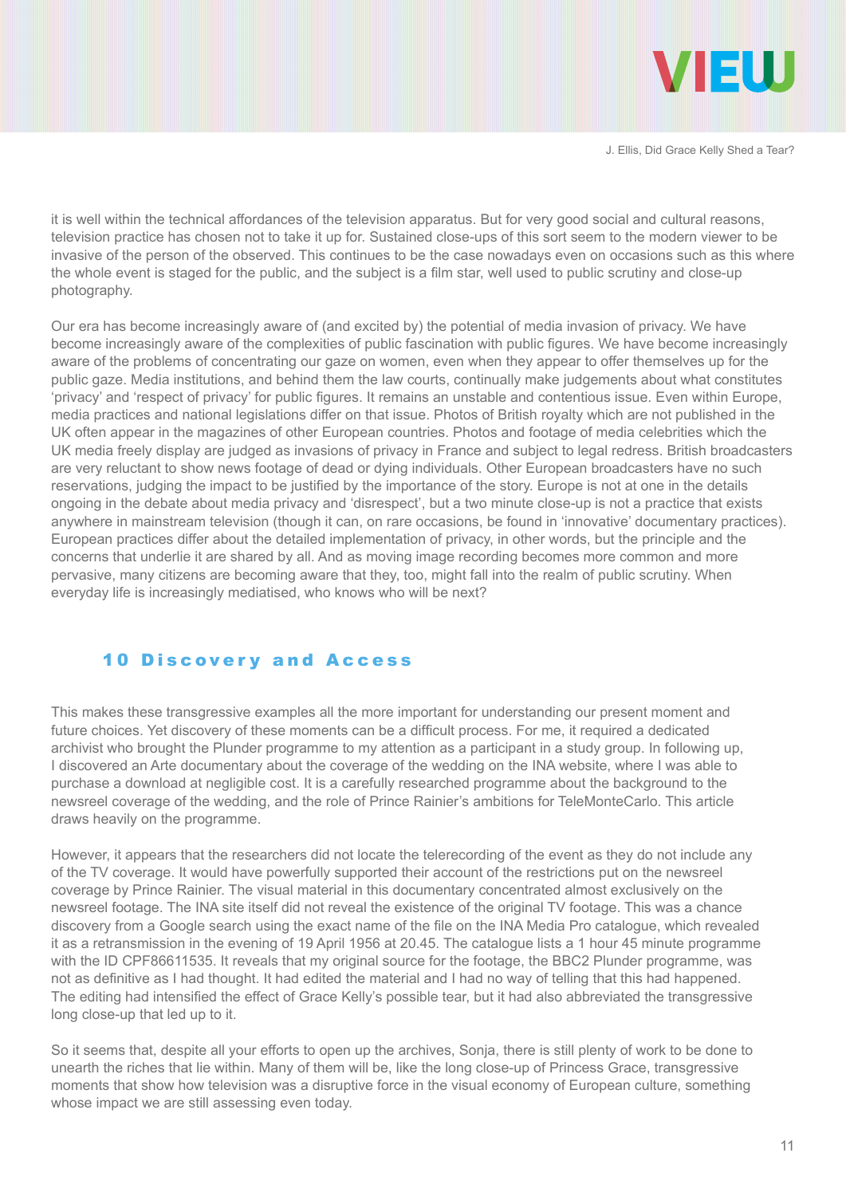it is well within the technical affordances of the television apparatus. But for very good social and cultural reasons, television practice has chosen not to take it up for. Sustained close-ups of this sort seem to the modern viewer to be invasive of the person of the observed. This continues to be the case nowadays even on occasions such as this where the whole event is staged for the public, and the subject is a film star, well used to public scrutiny and close-up photography.

Our era has become increasingly aware of (and excited by) the potential of media invasion of privacy. We have become increasingly aware of the complexities of public fascination with public figures. We have become increasingly aware of the problems of concentrating our gaze on women, even when they appear to offer themselves up for the public gaze. Media institutions, and behind them the law courts, continually make judgements about what constitutes 'privacy' and 'respect of privacy' for public figures. It remains an unstable and contentious issue. Even within Europe, media practices and national legislations differ on that issue. Photos of British royalty which are not published in the UK often appear in the magazines of other European countries. Photos and footage of media celebrities which the UK media freely display are judged as invasions of privacy in France and subject to legal redress. British broadcasters are very reluctant to show news footage of dead or dying individuals. Other European broadcasters have no such reservations, judging the impact to be justified by the importance of the story. Europe is not at one in the details ongoing in the debate about media privacy and 'disrespect', but a two minute close-up is not a practice that exists anywhere in mainstream television (though it can, on rare occasions, be found in 'innovative' documentary practices). European practices differ about the detailed implementation of privacy, in other words, but the principle and the concerns that underlie it are shared by all. And as moving image recording becomes more common and more pervasive, many citizens are becoming aware that they, too, might fall into the realm of public scrutiny. When everyday life is increasingly mediatised, who knows who will be next?

## 10 Discovery and Access

This makes these transgressive examples all the more important for understanding our present moment and future choices. Yet discovery of these moments can be a difficult process. For me, it required a dedicated archivist who brought the Plunder programme to my attention as a participant in a study group. In following up, I discovered an Arte documentary about the coverage of the wedding on the INA website, where I was able to purchase a download at negligible cost. It is a carefully researched programme about the background to the newsreel coverage of the wedding, and the role of Prince Rainier's ambitions for TeleMonteCarlo. This article draws heavily on the programme.

However, it appears that the researchers did not locate the telerecording of the event as they do not include any of the TV coverage. It would have powerfully supported their account of the restrictions put on the newsreel coverage by Prince Rainier. The visual material in this documentary concentrated almost exclusively on the newsreel footage. The INA site itself did not reveal the existence of the original TV footage. This was a chance discovery from a Google search using the exact name of the file on the INA Media Pro catalogue, which revealed it as a retransmission in the evening of 19 April 1956 at 20.45. The catalogue lists a 1 hour 45 minute programme with the ID CPF86611535. It reveals that my original source for the footage, the BBC2 Plunder programme, was not as definitive as I had thought. It had edited the material and I had no way of telling that this had happened. The editing had intensified the effect of Grace Kelly's possible tear, but it had also abbreviated the transgressive long close-up that led up to it.

So it seems that, despite all your efforts to open up the archives, Sonja, there is still plenty of work to be done to unearth the riches that lie within. Many of them will be, like the long close-up of Princess Grace, transgressive moments that show how television was a disruptive force in the visual economy of European culture, something whose impact we are still assessing even today.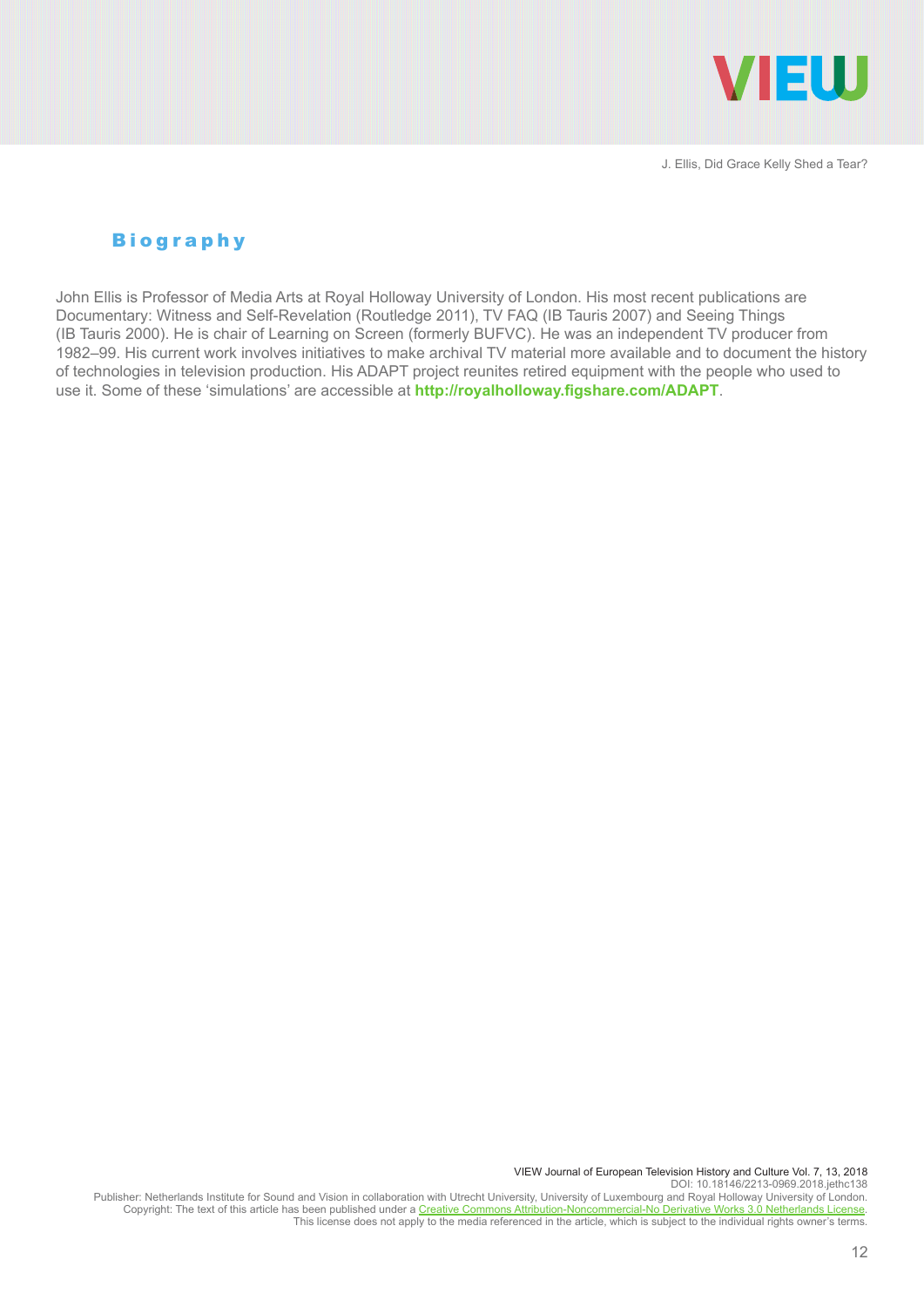## Biography

John Ellis is Professor of Media Arts at Royal Holloway University of London. His most recent publications are Documentary: Witness and Self-Revelation (Routledge 2011), TV FAQ (IB Tauris 2007) and Seeing Things (IB Tauris 2000). He is chair of Learning on Screen (formerly BUFVC). He was an independent TV producer from 1982–99. His current work involves initiatives to make archival TV material more available and to document the history of technologies in television production. His ADAPT project reunites retired equipment with the people who used to use it. Some of these 'simulations' are accessible at **http://royalholloway.figshare.com/ADAPT**.

DOI: 10.18146/2213-0969.2018.jethc138

Publisher: Netherlands Institute for Sound and Vision in collaboration with Utrecht University, University of Luxembourg and Royal Holloway University of London.
Copyright: The text of this article has been published under a Creative Commons Attribution-Noncommercial-No Derivative Works 3.0 Netherlands License.
This license does not apply to the media referenced in the article, which is subject to the individual rights owner's terms.